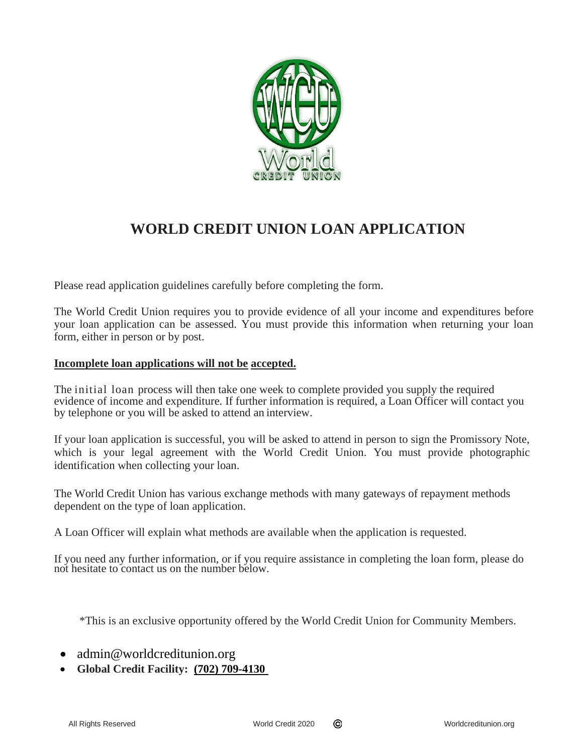# WORLD CREDIT UNION LOAN APPLICATION

Please read application guidelines carefully before completing the form.

The World Credit Union requires you to provide evidence of all your income and expenditures before your loan application can be assessed. You must provide this information when returning your loan form, either in person or by post.

**Incomplete loan applications will not be accepted.**

The initial loan process will then take one week to complete provided you supply the required evidence of income and expenditure. If further information is required, a Loan Officer will contact you by telephone or you will be asked to attend an interview.

If your loan application is successful, you will be asked to attend in person to sign the Promissory Note, which is your legal agreement with the World Credit Union. You must provide photographic identification when collecting your loan.

The World Credit Union has various exchange methods with many gateways of repayment methods dependent on the type of loan application.

A Loan Officer will explain what methods are available when the application is requested.

If you need any further information, or if you require assistance in completing the loan form, please do not hesitate to contact us on the number below.

*This is an exclusive opportunity offered by the World Credit Union for Community Members.

- admin@worldcreditunion.org
- **Global Credit Facility: (702) 709-4130**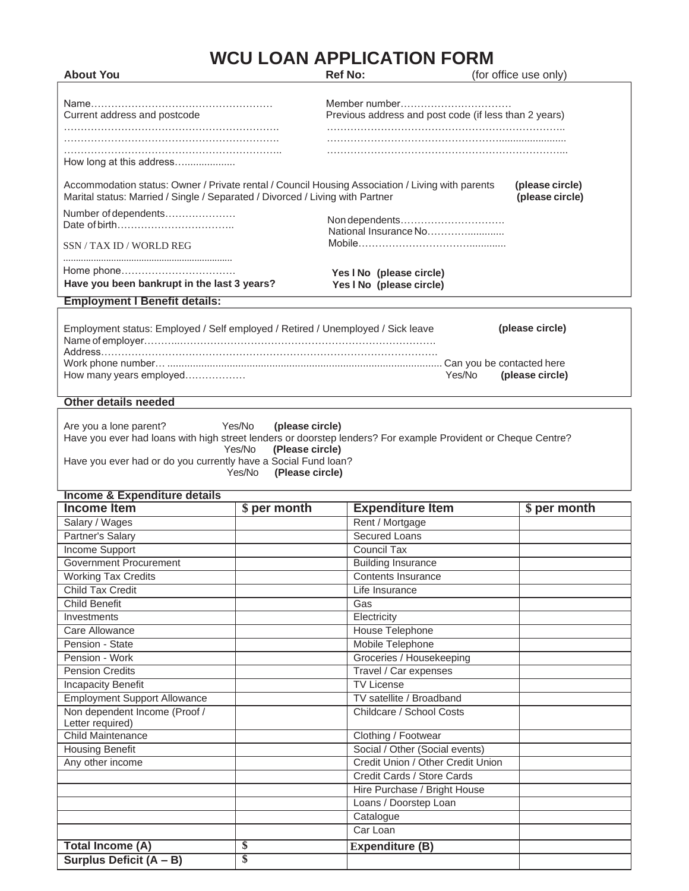# WCU LOAN APPLICATION FORM

**About You** **Ref No:** (for office use only)

Name………………………………………………

Member number……………………………

Current address and postcode

………………………………………………………

………………………………………………………

………………………………………………………..

How long at this address…..................

Previous address and post code (if less than 2 years)

……………………………………………………………..

……………………………………………........................

……………………………………………………………...

Accommodation status: Owner / Private rental / Council Housing Association / Living with parents **(please circle)**

Marital status: Married / Single / Separated / Divorced / Living with Partner **(please circle)**

Number of dependents…………………

Date of birth……………………………..

SSN / TAX ID / WORLD REG

.................................................................

Home phone……………………………

Non dependents…………………………

National Insurance No………….............

Mobile……………………………….............

**Have you been bankrupt in the last 3 years?**

**Yes l No (please circle)**

**Yes l No (please circle)**

**Employment l Benefit details:**

Employment status: Employed / Self employed / Retired / Unemployed / Sick leave **(please circle)**

Name of employer………..……………………………………………………………….

Address…………………………………………………………………………………….

Work phone number… .................................................................................................. Can you be contacted here

How many years employed……………… Yes/No **(please circle)**

**Other details needed**

Are you a lone parent? Yes/No **(please circle)**

Have you ever had loans with high street lenders or doorstep lenders? For example Provident or Cheque Centre?

Yes/No **(Please circle)**

Have you ever had or do you currently have a Social Fund loan?

Yes/No **(Please circle)**

**Income & Expenditure details**

| **Income Item** | **$ per month** | **Expenditure Item** | **$ per month** |
|---|---|---|---|
| Salary / Wages | | Rent / Mortgage | |
| Partner's Salary | | Secured Loans | |
| Income Support | | Council Tax | |
| Government Procurement | | Building Insurance | |
| Working Tax Credits | | Contents Insurance | |
| Child Tax Credit | | Life Insurance | |
| Child Benefit | | Gas | |
| Investments | | Electricity | |
| Care Allowance | | House Telephone | |
| Pension - State | | Mobile Telephone | |
| Pension - Work | | Groceries / Housekeeping | |
| Pension Credits | | Travel / Car expenses | |
| Incapacity Benefit | | TV License | |
| Employment Support Allowance | | TV satellite / Broadband | |
| Non dependent Income (Proof / Letter required) | | Childcare / School Costs | |
| Child Maintenance | | Clothing / Footwear | |
| Housing Benefit | | Social / Other (Social events) | |
| Any other income | | Credit Union / Other Credit Union | |
| | | Credit Cards / Store Cards | |
| | | Hire Purchase / Bright House | |
| | | Loans / Doorstep Loan | |
| | | Catalogue | |
| | | Car Loan | |
| **Total Income (A)** | **$** | **Expenditure (B)** | |
| **Surplus Deficit (A – B)** | **$** | | |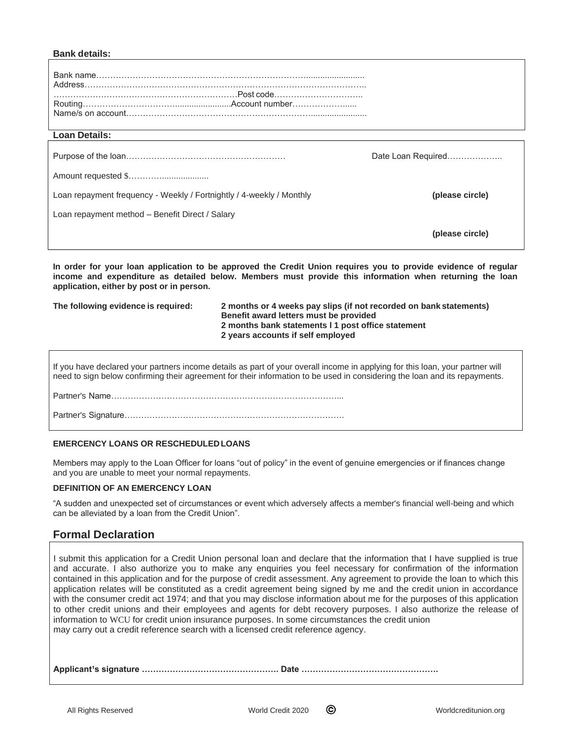**Bank details:**

Bank name……………………………………………………………………........................
Address…………………………………………………………………………………………..
…………………………………………………………Post code…………………………..
Routing……………………………........................Account number…………………......
Name/s on account……………………………………………………………........................

**Loan Details:**

Purpose of the loan…………………………………………………  Date Loan Required………………..

Amount requested $…………...................

Loan repayment frequency - Weekly / Fortnightly / 4-weekly / Monthly **(please circle)**

Loan repayment method – Benefit Direct / Salary

**(please circle)**

**In order for your loan application to be approved the Credit Union requires you to provide evidence of regular income and expenditure as detailed below. Members must provide this information when returning the loan application, either by post or in person.**

**The following evidence is required:**

- **2 months or 4 weeks pay slips (if not recorded on bank statements)**
- **Benefit award letters must be provided**
- **2 months bank statements I 1 post office statement**
- **2 years accounts if self employed**

If you have declared your partners income details as part of your overall income in applying for this loan, your partner will need to sign below confirming their agreement for their information to be used in considering the loan and its repayments.

Partner's Name………………………………………………………………………...

Partner's Signature…………………………………………………………………….

**EMERCENCY LOANS OR RESCHEDULED LOANS**

Members may apply to the Loan Officer for loans "out of policy" in the event of genuine emergencies or if finances change and you are unable to meet your normal repayments.

**DEFINITION OF AN EMERCENCY LOAN**

"A sudden and unexpected set of circumstances or event which adversely affects a member's financial well-being and which can be alleviated by a loan from the Credit Union".

## Formal Declaration

I submit this application for a Credit Union personal loan and declare that the information that I have supplied is true and accurate. I also authorize you to make any enquiries you feel necessary for confirmation of the information contained in this application and for the purpose of credit assessment. Any agreement to provide the loan to which this application relates will be constituted as a credit agreement being signed by me and the credit union in accordance with the consumer credit act 1974; and that you may disclose information about me for the purposes of this application to other credit unions and their employees and agents for debt recovery purposes. I also authorize the release of information to WCU for credit union insurance purposes. In some circumstances the credit union may carry out a credit reference search with a licensed credit reference agency.

**Applicant's signature …………………………………………. Date ………………………………………….**

All Rights Reserved  World Credit 2020 © Worldcreditunion.org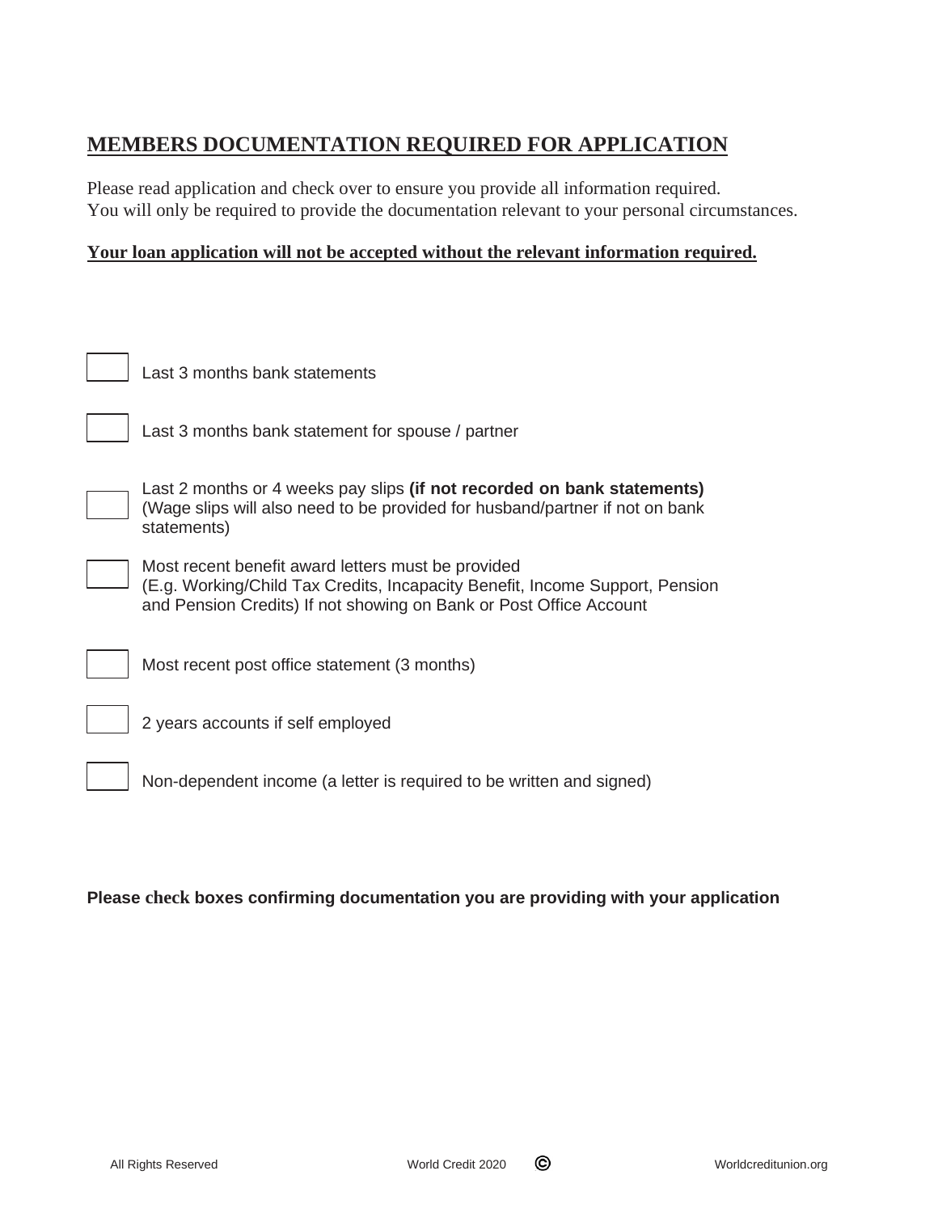## MEMBERS DOCUMENTATION REQUIRED FOR APPLICATION

Please read application and check over to ensure you provide all information required.
You will only be required to provide the documentation relevant to your personal circumstances.

**Your loan application will not be accepted without the relevant information required.**

- [ ] Last 3 months bank statements
- [ ] Last 3 months bank statement for spouse / partner
- [ ] Last 2 months or 4 weeks pay slips **(if not recorded on bank statements)** (Wage slips will also need to be provided for husband/partner if not on bank statements)
- [ ] Most recent benefit award letters must be provided (E.g. Working/Child Tax Credits, Incapacity Benefit, Income Support, Pension and Pension Credits) If not showing on Bank or Post Office Account
- [ ] Most recent post office statement (3 months)
- [ ] 2 years accounts if self employed
- [ ] Non-dependent income (a letter is required to be written and signed)

**Please check boxes confirming documentation you are providing with your application**

All Rights Reserved World Credit 2020 © Worldcreditunion.org